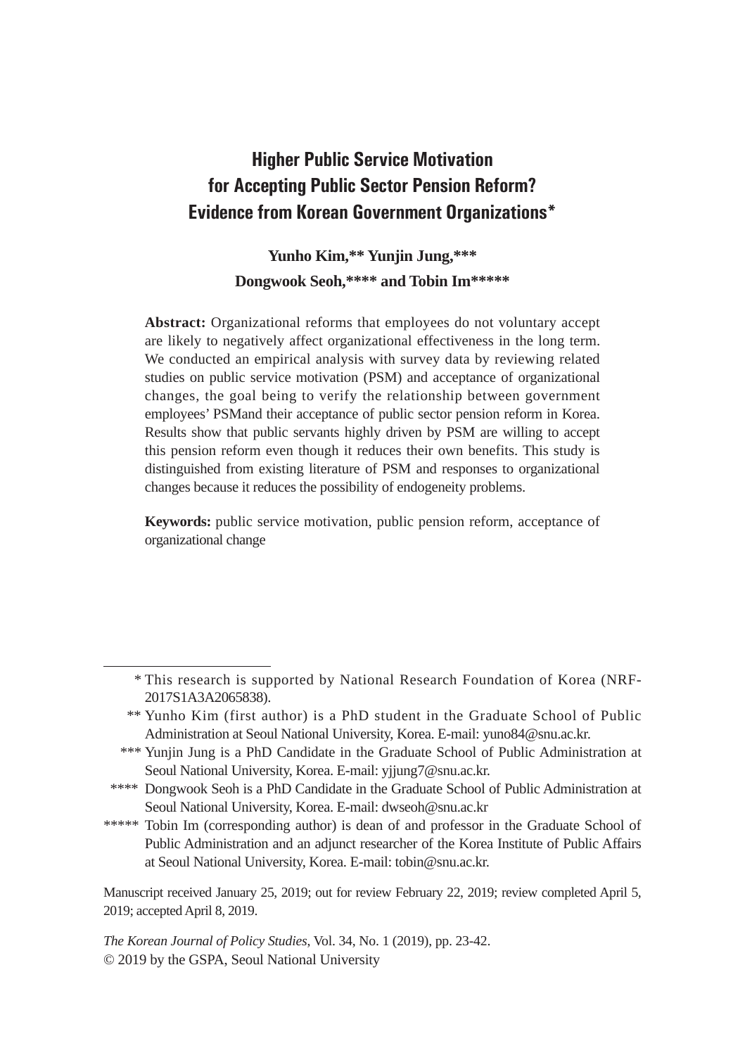# Higher Public Service Motivation for Accepting Public Sector Pension Reform? Evidence from Korean Government Organizations*

**Yunho Kim,** Yunjin Jung,*** Dongwook Seoh,**** and Tobin Im*******

**Abstract:** Organizational reforms that employees do not voluntary accept are likely to negatively affect organizational effectiveness in the long term. We conducted an empirical analysis with survey data by reviewing related studies on public service motivation (PSM) and acceptance of organizational changes, the goal being to verify the relationship between government employees' PSMand their acceptance of public sector pension reform in Korea. Results show that public servants highly driven by PSM are willing to accept this pension reform even though it reduces their own benefits. This study is distinguished from existing literature of PSM and responses to organizational changes because it reduces the possibility of endogeneity problems.

**Keywords:** public service motivation, public pension reform, acceptance of organizational change

---

\* This research is supported by National Research Foundation of Korea (NRF-2017S1A3A2065838).

\*\* Yunho Kim (first author) is a PhD student in the Graduate School of Public Administration at Seoul National University, Korea. E-mail: yuno84@snu.ac.kr.

\*\*\* Yunjin Jung is a PhD Candidate in the Graduate School of Public Administration at Seoul National University, Korea. E-mail: yjjung7@snu.ac.kr.

\*\*\*\* Dongwook Seoh is a PhD Candidate in the Graduate School of Public Administration at Seoul National University, Korea. E-mail: dwseoh@snu.ac.kr

\*\*\*\*\* Tobin Im (corresponding author) is dean of and professor in the Graduate School of Public Administration and an adjunct researcher of the Korea Institute of Public Affairs at Seoul National University, Korea. E-mail: tobin@snu.ac.kr.

Manuscript received January 25, 2019; out for review February 22, 2019; review completed April 5, 2019; accepted April 8, 2019.

*The Korean Journal of Policy Studies*, Vol. 34, No. 1 (2019), pp. 23-42.
© 2019 by the GSPA, Seoul National University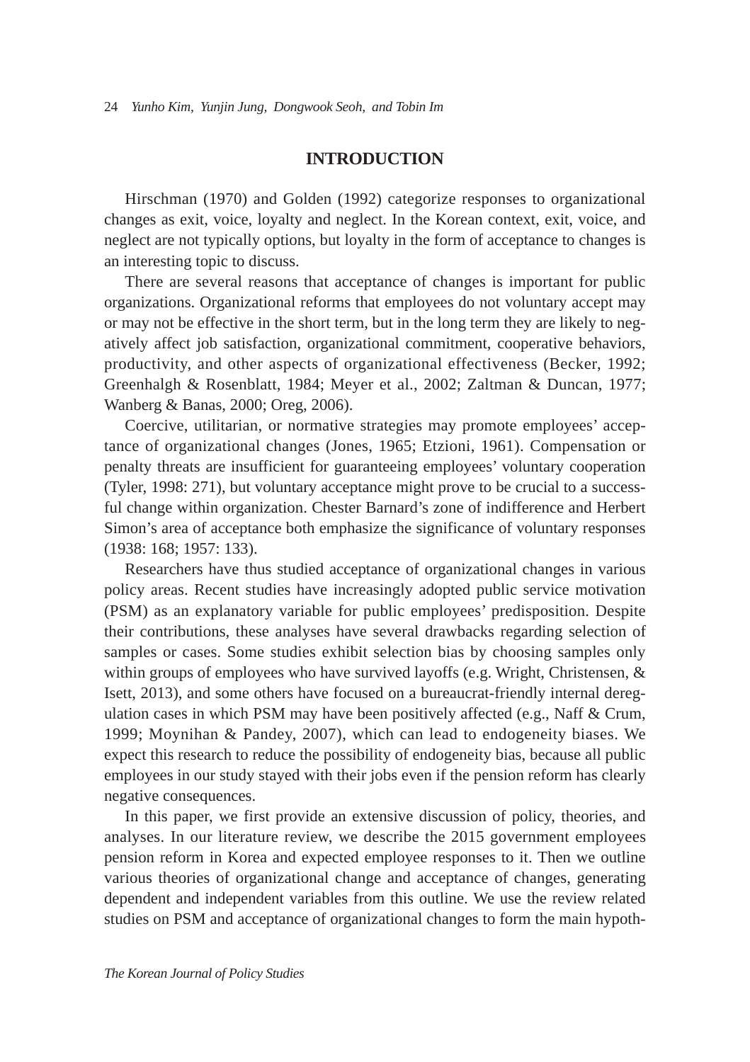## INTRODUCTION

Hirschman (1970) and Golden (1992) categorize responses to organizational changes as exit, voice, loyalty and neglect. In the Korean context, exit, voice, and neglect are not typically options, but loyalty in the form of acceptance to changes is an interesting topic to discuss.

There are several reasons that acceptance of changes is important for public organizations. Organizational reforms that employees do not voluntary accept may or may not be effective in the short term, but in the long term they are likely to negatively affect job satisfaction, organizational commitment, cooperative behaviors, productivity, and other aspects of organizational effectiveness (Becker, 1992; Greenhalgh & Rosenblatt, 1984; Meyer et al., 2002; Zaltman & Duncan, 1977; Wanberg & Banas, 2000; Oreg, 2006).

Coercive, utilitarian, or normative strategies may promote employees' acceptance of organizational changes (Jones, 1965; Etzioni, 1961). Compensation or penalty threats are insufficient for guaranteeing employees' voluntary cooperation (Tyler, 1998: 271), but voluntary acceptance might prove to be crucial to a successful change within organization. Chester Barnard's zone of indifference and Herbert Simon's area of acceptance both emphasize the significance of voluntary responses (1938: 168; 1957: 133).

Researchers have thus studied acceptance of organizational changes in various policy areas. Recent studies have increasingly adopted public service motivation (PSM) as an explanatory variable for public employees' predisposition. Despite their contributions, these analyses have several drawbacks regarding selection of samples or cases. Some studies exhibit selection bias by choosing samples only within groups of employees who have survived layoffs (e.g. Wright, Christensen, & Isett, 2013), and some others have focused on a bureaucrat-friendly internal deregulation cases in which PSM may have been positively affected (e.g., Naff & Crum, 1999; Moynihan & Pandey, 2007), which can lead to endogeneity biases. We expect this research to reduce the possibility of endogeneity bias, because all public employees in our study stayed with their jobs even if the pension reform has clearly negative consequences.

In this paper, we first provide an extensive discussion of policy, theories, and analyses. In our literature review, we describe the 2015 government employees pension reform in Korea and expected employee responses to it. Then we outline various theories of organizational change and acceptance of changes, generating dependent and independent variables from this outline. We use the review related studies on PSM and acceptance of organizational changes to form the main hypoth-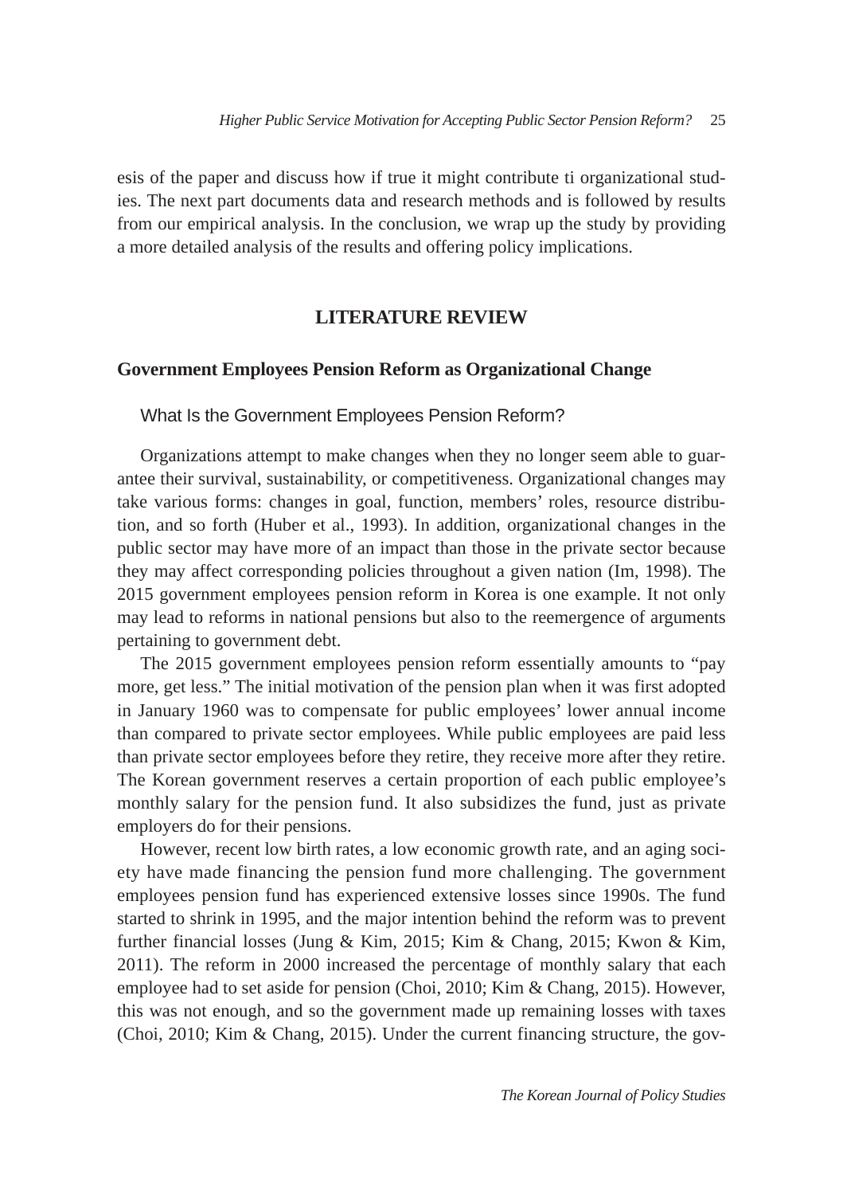esis of the paper and discuss how if true it might contribute ti organizational studies. The next part documents data and research methods and is followed by results from our empirical analysis. In the conclusion, we wrap up the study by providing a more detailed analysis of the results and offering policy implications.

## LITERATURE REVIEW

### Government Employees Pension Reform as Organizational Change

#### What Is the Government Employees Pension Reform?

Organizations attempt to make changes when they no longer seem able to guarantee their survival, sustainability, or competitiveness. Organizational changes may take various forms: changes in goal, function, members' roles, resource distribution, and so forth (Huber et al., 1993). In addition, organizational changes in the public sector may have more of an impact than those in the private sector because they may affect corresponding policies throughout a given nation (Im, 1998). The 2015 government employees pension reform in Korea is one example. It not only may lead to reforms in national pensions but also to the reemergence of arguments pertaining to government debt.

The 2015 government employees pension reform essentially amounts to "pay more, get less." The initial motivation of the pension plan when it was first adopted in January 1960 was to compensate for public employees' lower annual income than compared to private sector employees. While public employees are paid less than private sector employees before they retire, they receive more after they retire. The Korean government reserves a certain proportion of each public employee's monthly salary for the pension fund. It also subsidizes the fund, just as private employers do for their pensions.

However, recent low birth rates, a low economic growth rate, and an aging society have made financing the pension fund more challenging. The government employees pension fund has experienced extensive losses since 1990s. The fund started to shrink in 1995, and the major intention behind the reform was to prevent further financial losses (Jung & Kim, 2015; Kim & Chang, 2015; Kwon & Kim, 2011). The reform in 2000 increased the percentage of monthly salary that each employee had to set aside for pension (Choi, 2010; Kim & Chang, 2015). However, this was not enough, and so the government made up remaining losses with taxes (Choi, 2010; Kim & Chang, 2015). Under the current financing structure, the gov-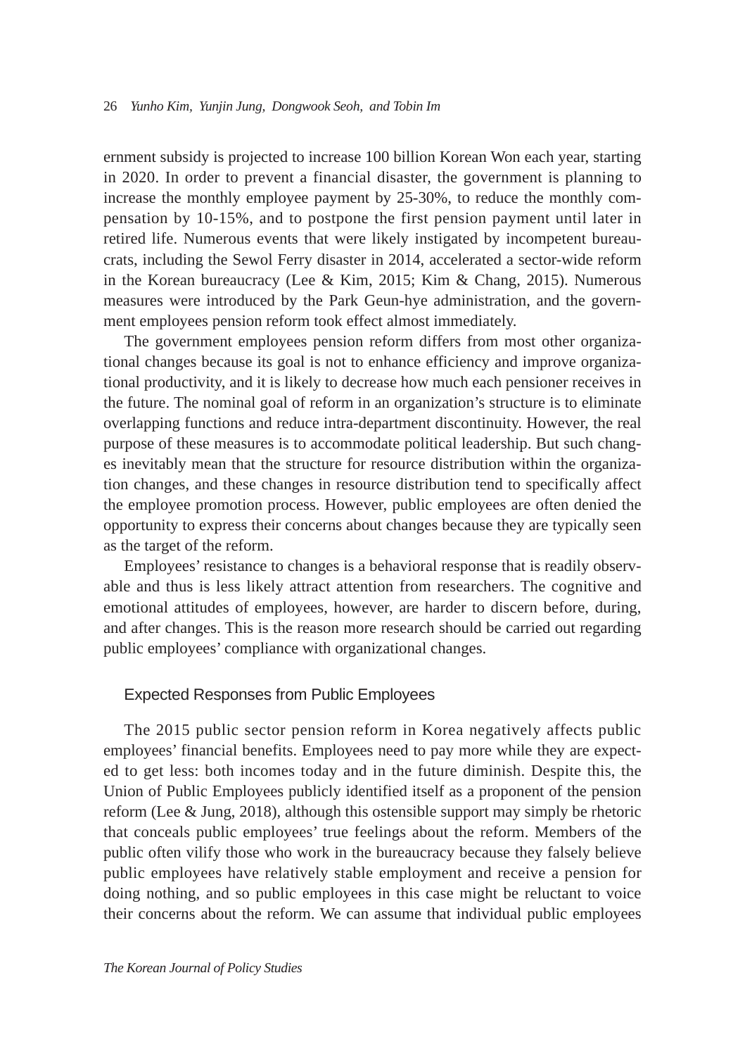ernment subsidy is projected to increase 100 billion Korean Won each year, starting in 2020. In order to prevent a financial disaster, the government is planning to increase the monthly employee payment by 25-30%, to reduce the monthly compensation by 10-15%, and to postpone the first pension payment until later in retired life. Numerous events that were likely instigated by incompetent bureaucrats, including the Sewol Ferry disaster in 2014, accelerated a sector-wide reform in the Korean bureaucracy (Lee & Kim, 2015; Kim & Chang, 2015). Numerous measures were introduced by the Park Geun-hye administration, and the government employees pension reform took effect almost immediately.

The government employees pension reform differs from most other organizational changes because its goal is not to enhance efficiency and improve organizational productivity, and it is likely to decrease how much each pensioner receives in the future. The nominal goal of reform in an organization's structure is to eliminate overlapping functions and reduce intra-department discontinuity. However, the real purpose of these measures is to accommodate political leadership. But such changes inevitably mean that the structure for resource distribution within the organization changes, and these changes in resource distribution tend to specifically affect the employee promotion process. However, public employees are often denied the opportunity to express their concerns about changes because they are typically seen as the target of the reform.

Employees' resistance to changes is a behavioral response that is readily observable and thus is less likely attract attention from researchers. The cognitive and emotional attitudes of employees, however, are harder to discern before, during, and after changes. This is the reason more research should be carried out regarding public employees' compliance with organizational changes.

## Expected Responses from Public Employees

The 2015 public sector pension reform in Korea negatively affects public employees' financial benefits. Employees need to pay more while they are expected to get less: both incomes today and in the future diminish. Despite this, the Union of Public Employees publicly identified itself as a proponent of the pension reform (Lee & Jung, 2018), although this ostensible support may simply be rhetoric that conceals public employees' true feelings about the reform. Members of the public often vilify those who work in the bureaucracy because they falsely believe public employees have relatively stable employment and receive a pension for doing nothing, and so public employees in this case might be reluctant to voice their concerns about the reform. We can assume that individual public employees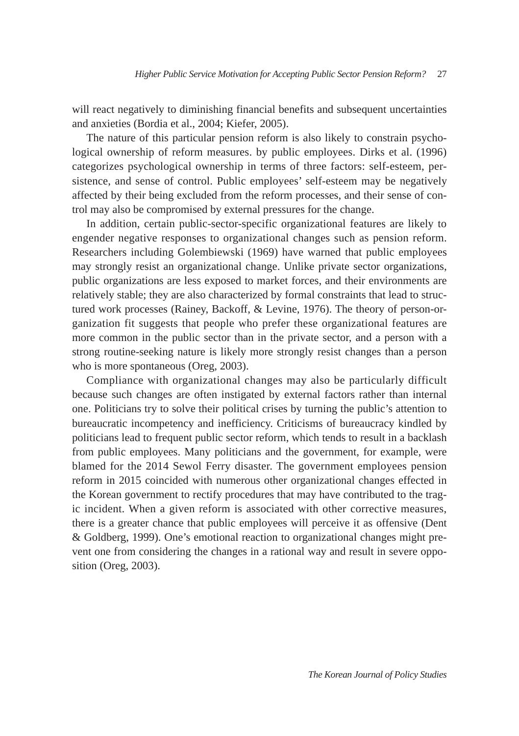will react negatively to diminishing financial benefits and subsequent uncertainties and anxieties (Bordia et al., 2004; Kiefer, 2005).

The nature of this particular pension reform is also likely to constrain psychological ownership of reform measures. by public employees. Dirks et al. (1996) categorizes psychological ownership in terms of three factors: self-esteem, persistence, and sense of control. Public employees' self-esteem may be negatively affected by their being excluded from the reform processes, and their sense of control may also be compromised by external pressures for the change.

In addition, certain public-sector-specific organizational features are likely to engender negative responses to organizational changes such as pension reform. Researchers including Golembiewski (1969) have warned that public employees may strongly resist an organizational change. Unlike private sector organizations, public organizations are less exposed to market forces, and their environments are relatively stable; they are also characterized by formal constraints that lead to structured work processes (Rainey, Backoff, & Levine, 1976). The theory of person-organization fit suggests that people who prefer these organizational features are more common in the public sector than in the private sector, and a person with a strong routine-seeking nature is likely more strongly resist changes than a person who is more spontaneous (Oreg, 2003).

Compliance with organizational changes may also be particularly difficult because such changes are often instigated by external factors rather than internal one. Politicians try to solve their political crises by turning the public's attention to bureaucratic incompetency and inefficiency. Criticisms of bureaucracy kindled by politicians lead to frequent public sector reform, which tends to result in a backlash from public employees. Many politicians and the government, for example, were blamed for the 2014 Sewol Ferry disaster. The government employees pension reform in 2015 coincided with numerous other organizational changes effected in the Korean government to rectify procedures that may have contributed to the tragic incident. When a given reform is associated with other corrective measures, there is a greater chance that public employees will perceive it as offensive (Dent & Goldberg, 1999). One's emotional reaction to organizational changes might prevent one from considering the changes in a rational way and result in severe opposition (Oreg, 2003).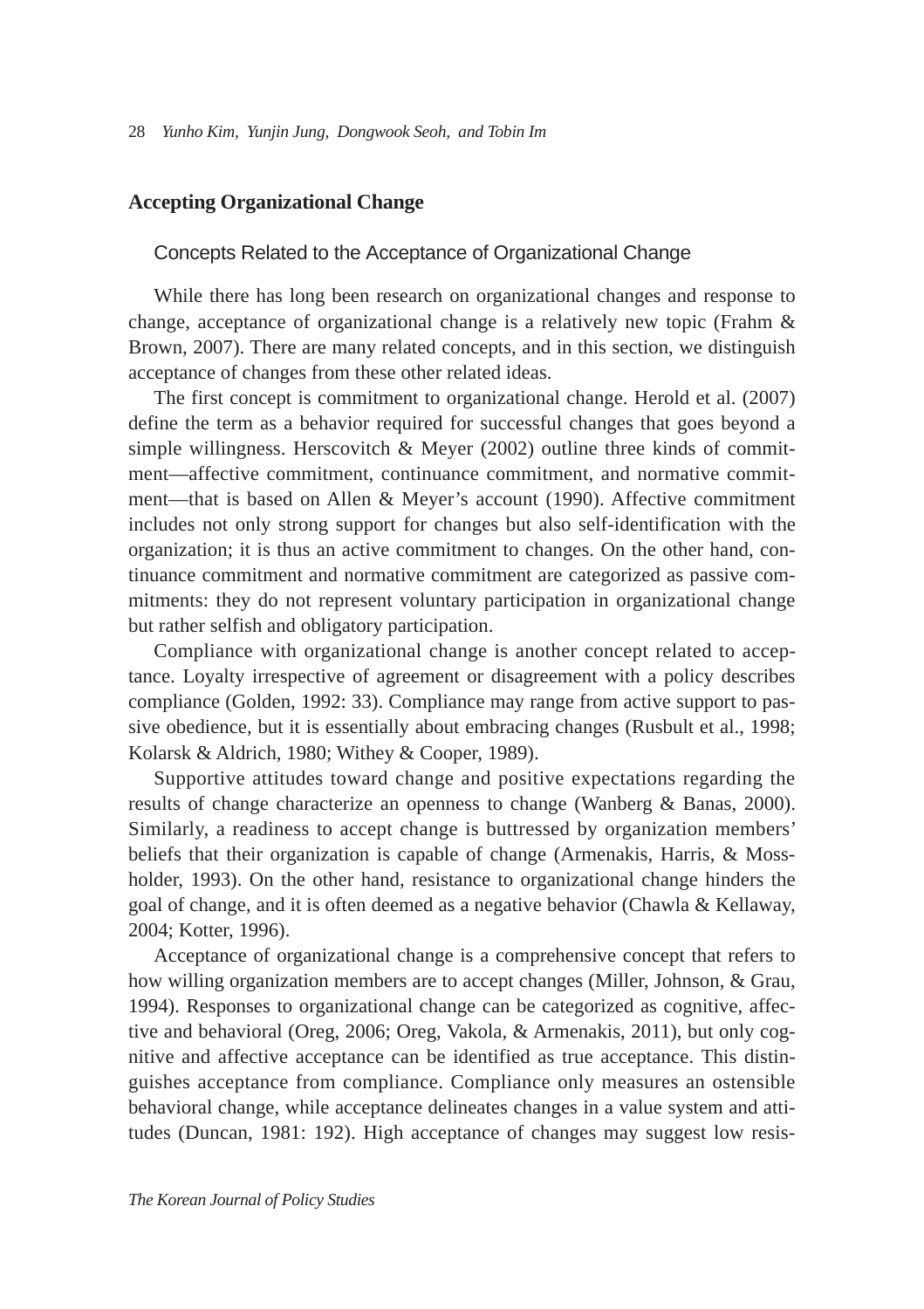## Accepting Organizational Change

### Concepts Related to the Acceptance of Organizational Change

While there has long been research on organizational changes and response to change, acceptance of organizational change is a relatively new topic (Frahm & Brown, 2007). There are many related concepts, and in this section, we distinguish acceptance of changes from these other related ideas.

The first concept is commitment to organizational change. Herold et al. (2007) define the term as a behavior required for successful changes that goes beyond a simple willingness. Herscovitch & Meyer (2002) outline three kinds of commitment—affective commitment, continuance commitment, and normative commitment—that is based on Allen & Meyer's account (1990). Affective commitment includes not only strong support for changes but also self-identification with the organization; it is thus an active commitment to changes. On the other hand, continuance commitment and normative commitment are categorized as passive commitments: they do not represent voluntary participation in organizational change but rather selfish and obligatory participation.

Compliance with organizational change is another concept related to acceptance. Loyalty irrespective of agreement or disagreement with a policy describes compliance (Golden, 1992: 33). Compliance may range from active support to passive obedience, but it is essentially about embracing changes (Rusbult et al., 1998; Kolarsk & Aldrich, 1980; Withey & Cooper, 1989).

Supportive attitudes toward change and positive expectations regarding the results of change characterize an openness to change (Wanberg & Banas, 2000). Similarly, a readiness to accept change is buttressed by organization members' beliefs that their organization is capable of change (Armenakis, Harris, & Mossholder, 1993). On the other hand, resistance to organizational change hinders the goal of change, and it is often deemed as a negative behavior (Chawla & Kellaway, 2004; Kotter, 1996).

Acceptance of organizational change is a comprehensive concept that refers to how willing organization members are to accept changes (Miller, Johnson, & Grau, 1994). Responses to organizational change can be categorized as cognitive, affective and behavioral (Oreg, 2006; Oreg, Vakola, & Armenakis, 2011), but only cognitive and affective acceptance can be identified as true acceptance. This distinguishes acceptance from compliance. Compliance only measures an ostensible behavioral change, while acceptance delineates changes in a value system and attitudes (Duncan, 1981: 192). High acceptance of changes may suggest low resis-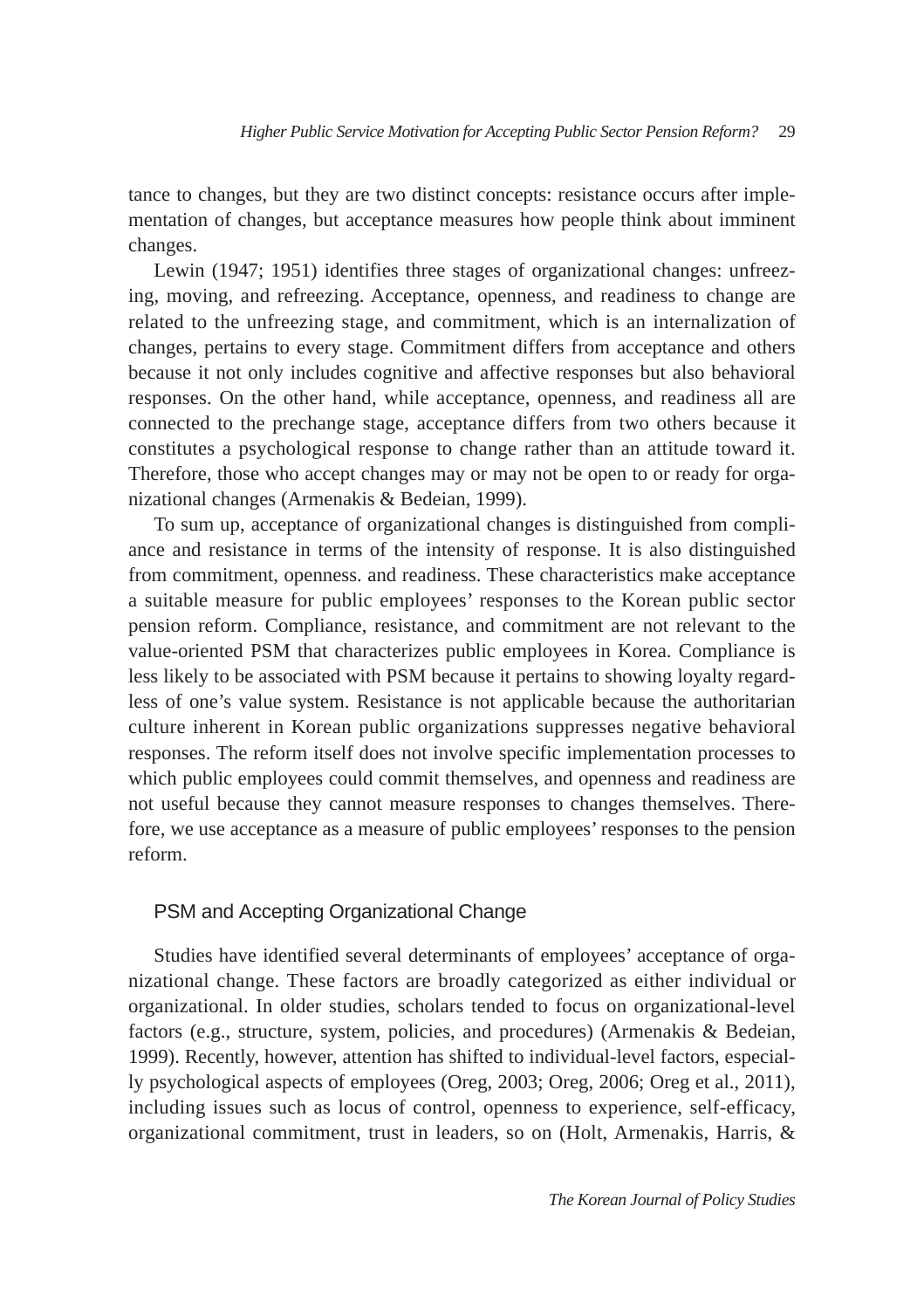tance to changes, but they are two distinct concepts: resistance occurs after implementation of changes, but acceptance measures how people think about imminent changes.

Lewin (1947; 1951) identifies three stages of organizational changes: unfreezing, moving, and refreezing. Acceptance, openness, and readiness to change are related to the unfreezing stage, and commitment, which is an internalization of changes, pertains to every stage. Commitment differs from acceptance and others because it not only includes cognitive and affective responses but also behavioral responses. On the other hand, while acceptance, openness, and readiness all are connected to the prechange stage, acceptance differs from two others because it constitutes a psychological response to change rather than an attitude toward it. Therefore, those who accept changes may or may not be open to or ready for organizational changes (Armenakis & Bedeian, 1999).

To sum up, acceptance of organizational changes is distinguished from compliance and resistance in terms of the intensity of response. It is also distinguished from commitment, openness. and readiness. These characteristics make acceptance a suitable measure for public employees' responses to the Korean public sector pension reform. Compliance, resistance, and commitment are not relevant to the value-oriented PSM that characterizes public employees in Korea. Compliance is less likely to be associated with PSM because it pertains to showing loyalty regardless of one's value system. Resistance is not applicable because the authoritarian culture inherent in Korean public organizations suppresses negative behavioral responses. The reform itself does not involve specific implementation processes to which public employees could commit themselves, and openness and readiness are not useful because they cannot measure responses to changes themselves. Therefore, we use acceptance as a measure of public employees' responses to the pension reform.

### PSM and Accepting Organizational Change

Studies have identified several determinants of employees' acceptance of organizational change. These factors are broadly categorized as either individual or organizational. In older studies, scholars tended to focus on organizational-level factors (e.g., structure, system, policies, and procedures) (Armenakis & Bedeian, 1999). Recently, however, attention has shifted to individual-level factors, especially psychological aspects of employees (Oreg, 2003; Oreg, 2006; Oreg et al., 2011), including issues such as locus of control, openness to experience, self-efficacy, organizational commitment, trust in leaders, so on (Holt, Armenakis, Harris, &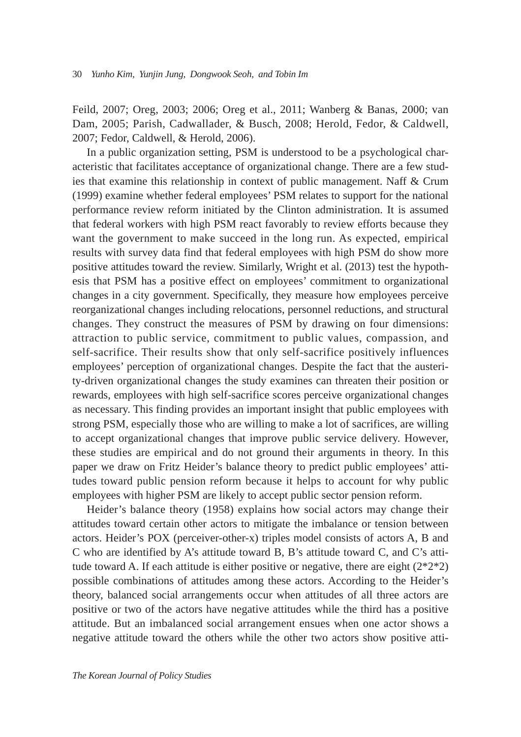Feild, 2007; Oreg, 2003; 2006; Oreg et al., 2011; Wanberg & Banas, 2000; van Dam, 2005; Parish, Cadwallader, & Busch, 2008; Herold, Fedor, & Caldwell, 2007; Fedor, Caldwell, & Herold, 2006).

In a public organization setting, PSM is understood to be a psychological characteristic that facilitates acceptance of organizational change. There are a few studies that examine this relationship in context of public management. Naff & Crum (1999) examine whether federal employees' PSM relates to support for the national performance review reform initiated by the Clinton administration. It is assumed that federal workers with high PSM react favorably to review efforts because they want the government to make succeed in the long run. As expected, empirical results with survey data find that federal employees with high PSM do show more positive attitudes toward the review. Similarly, Wright et al. (2013) test the hypothesis that PSM has a positive effect on employees' commitment to organizational changes in a city government. Specifically, they measure how employees perceive reorganizational changes including relocations, personnel reductions, and structural changes. They construct the measures of PSM by drawing on four dimensions: attraction to public service, commitment to public values, compassion, and self-sacrifice. Their results show that only self-sacrifice positively influences employees' perception of organizational changes. Despite the fact that the austerity-driven organizational changes the study examines can threaten their position or rewards, employees with high self-sacrifice scores perceive organizational changes as necessary. This finding provides an important insight that public employees with strong PSM, especially those who are willing to make a lot of sacrifices, are willing to accept organizational changes that improve public service delivery. However, these studies are empirical and do not ground their arguments in theory. In this paper we draw on Fritz Heider's balance theory to predict public employees' attitudes toward public pension reform because it helps to account for why public employees with higher PSM are likely to accept public sector pension reform.

Heider's balance theory (1958) explains how social actors may change their attitudes toward certain other actors to mitigate the imbalance or tension between actors. Heider's POX (perceiver-other-x) triples model consists of actors A, B and C who are identified by A's attitude toward B, B's attitude toward C, and C's attitude toward A. If each attitude is either positive or negative, there are eight (2*2*2) possible combinations of attitudes among these actors. According to the Heider's theory, balanced social arrangements occur when attitudes of all three actors are positive or two of the actors have negative attitudes while the third has a positive attitude. But an imbalanced social arrangement ensues when one actor shows a negative attitude toward the others while the other two actors show positive atti-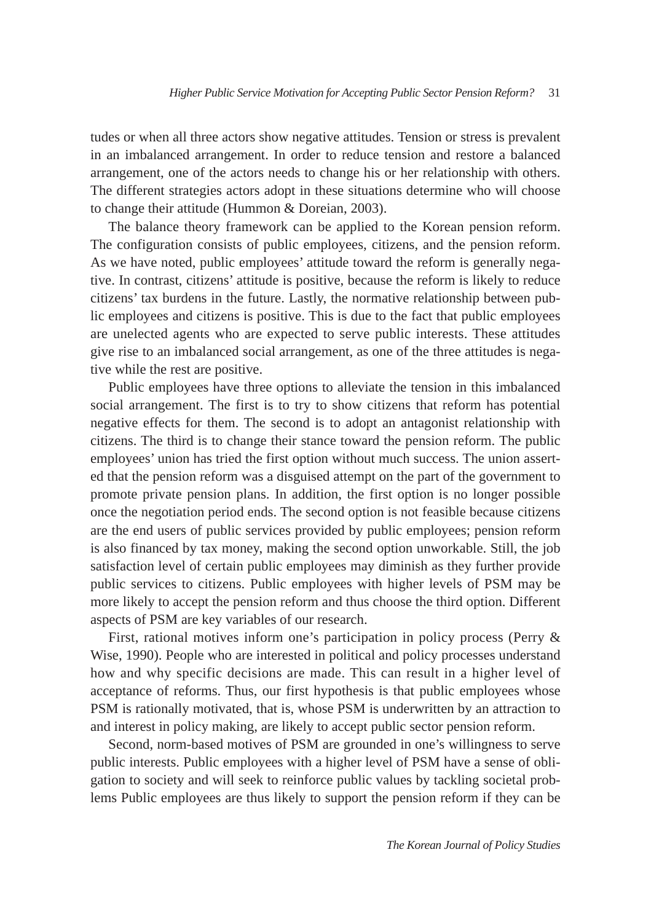tudes or when all three actors show negative attitudes. Tension or stress is prevalent in an imbalanced arrangement. In order to reduce tension and restore a balanced arrangement, one of the actors needs to change his or her relationship with others. The different strategies actors adopt in these situations determine who will choose to change their attitude (Hummon & Doreian, 2003).

The balance theory framework can be applied to the Korean pension reform. The configuration consists of public employees, citizens, and the pension reform. As we have noted, public employees' attitude toward the reform is generally negative. In contrast, citizens' attitude is positive, because the reform is likely to reduce citizens' tax burdens in the future. Lastly, the normative relationship between public employees and citizens is positive. This is due to the fact that public employees are unelected agents who are expected to serve public interests. These attitudes give rise to an imbalanced social arrangement, as one of the three attitudes is negative while the rest are positive.

Public employees have three options to alleviate the tension in this imbalanced social arrangement. The first is to try to show citizens that reform has potential negative effects for them. The second is to adopt an antagonist relationship with citizens. The third is to change their stance toward the pension reform. The public employees' union has tried the first option without much success. The union asserted that the pension reform was a disguised attempt on the part of the government to promote private pension plans. In addition, the first option is no longer possible once the negotiation period ends. The second option is not feasible because citizens are the end users of public services provided by public employees; pension reform is also financed by tax money, making the second option unworkable. Still, the job satisfaction level of certain public employees may diminish as they further provide public services to citizens. Public employees with higher levels of PSM may be more likely to accept the pension reform and thus choose the third option. Different aspects of PSM are key variables of our research.

First, rational motives inform one's participation in policy process (Perry & Wise, 1990). People who are interested in political and policy processes understand how and why specific decisions are made. This can result in a higher level of acceptance of reforms. Thus, our first hypothesis is that public employees whose PSM is rationally motivated, that is, whose PSM is underwritten by an attraction to and interest in policy making, are likely to accept public sector pension reform.

Second, norm-based motives of PSM are grounded in one's willingness to serve public interests. Public employees with a higher level of PSM have a sense of obligation to society and will seek to reinforce public values by tackling societal problems Public employees are thus likely to support the pension reform if they can be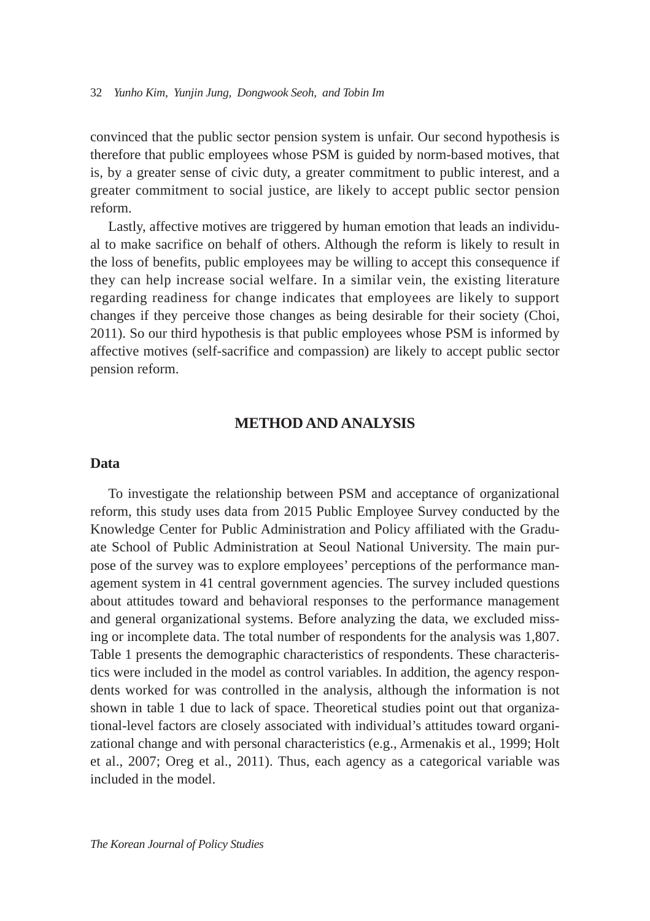convinced that the public sector pension system is unfair. Our second hypothesis is therefore that public employees whose PSM is guided by norm-based motives, that is, by a greater sense of civic duty, a greater commitment to public interest, and a greater commitment to social justice, are likely to accept public sector pension reform.

Lastly, affective motives are triggered by human emotion that leads an individual to make sacrifice on behalf of others. Although the reform is likely to result in the loss of benefits, public employees may be willing to accept this consequence if they can help increase social welfare. In a similar vein, the existing literature regarding readiness for change indicates that employees are likely to support changes if they perceive those changes as being desirable for their society (Choi, 2011). So our third hypothesis is that public employees whose PSM is informed by affective motives (self-sacrifice and compassion) are likely to accept public sector pension reform.

## METHOD AND ANALYSIS

### Data

To investigate the relationship between PSM and acceptance of organizational reform, this study uses data from 2015 Public Employee Survey conducted by the Knowledge Center for Public Administration and Policy affiliated with the Graduate School of Public Administration at Seoul National University. The main purpose of the survey was to explore employees' perceptions of the performance management system in 41 central government agencies. The survey included questions about attitudes toward and behavioral responses to the performance management and general organizational systems. Before analyzing the data, we excluded missing or incomplete data. The total number of respondents for the analysis was 1,807. Table 1 presents the demographic characteristics of respondents. These characteristics were included in the model as control variables. In addition, the agency respondents worked for was controlled in the analysis, although the information is not shown in table 1 due to lack of space. Theoretical studies point out that organizational-level factors are closely associated with individual's attitudes toward organizational change and with personal characteristics (e.g., Armenakis et al., 1999; Holt et al., 2007; Oreg et al., 2011). Thus, each agency as a categorical variable was included in the model.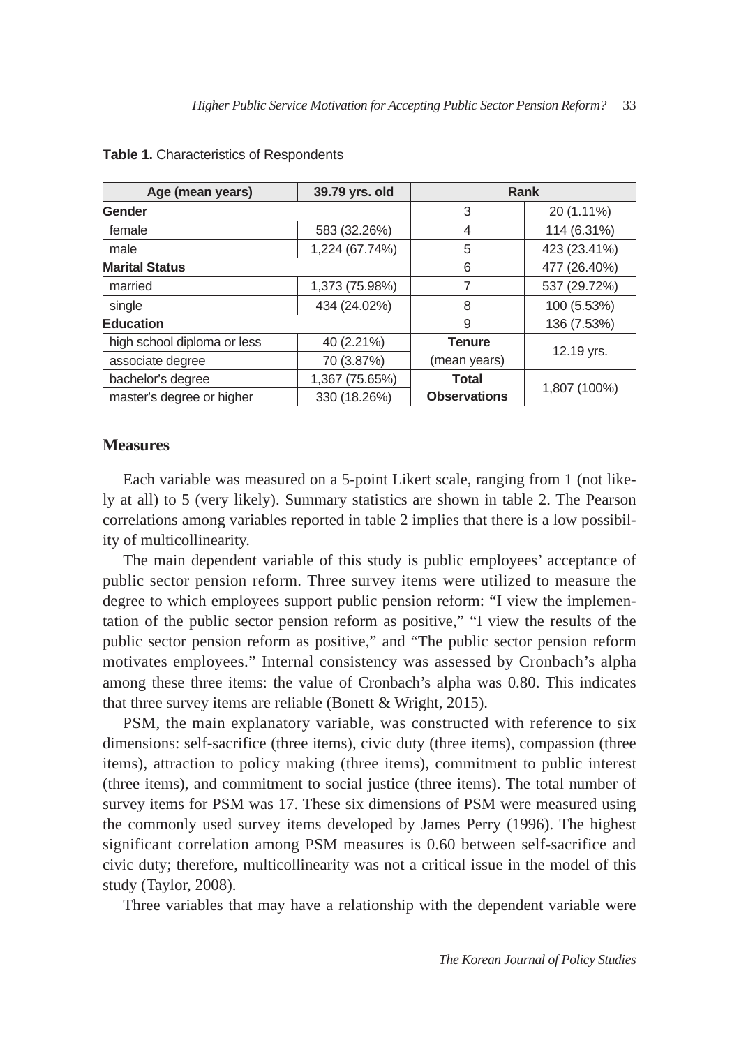**Table 1.** Characteristics of Respondents

| Age (mean years) | 39.79 yrs. old | Rank | |
|---|---|---|---|
| **Gender** | | 3 | 20 (1.11%) |
| female | 583 (32.26%) | 4 | 114 (6.31%) |
| male | 1,224 (67.74%) | 5 | 423 (23.41%) |
| **Marital Status** | | 6 | 477 (26.40%) |
| married | 1,373 (75.98%) | 7 | 537 (29.72%) |
| single | 434 (24.02%) | 8 | 100 (5.53%) |
| **Education** | | 9 | 136 (7.53%) |
| high school diploma or less | 40 (2.21%) | **Tenure** | 12.19 yrs. |
| associate degree | 70 (3.87%) | (mean years) | |
| bachelor's degree | 1,367 (75.65%) | **Total** | 1,807 (100%) |
| master's degree or higher | 330 (18.26%) | **Observations** | |

## Measures

Each variable was measured on a 5-point Likert scale, ranging from 1 (not likely at all) to 5 (very likely). Summary statistics are shown in table 2. The Pearson correlations among variables reported in table 2 implies that there is a low possibility of multicollinearity.

The main dependent variable of this study is public employees' acceptance of public sector pension reform. Three survey items were utilized to measure the degree to which employees support public pension reform: "I view the implementation of the public sector pension reform as positive," "I view the results of the public sector pension reform as positive," and "The public sector pension reform motivates employees." Internal consistency was assessed by Cronbach's alpha among these three items: the value of Cronbach's alpha was 0.80. This indicates that three survey items are reliable (Bonett & Wright, 2015).

PSM, the main explanatory variable, was constructed with reference to six dimensions: self-sacrifice (three items), civic duty (three items), compassion (three items), attraction to policy making (three items), commitment to public interest (three items), and commitment to social justice (three items). The total number of survey items for PSM was 17. These six dimensions of PSM were measured using the commonly used survey items developed by James Perry (1996). The highest significant correlation among PSM measures is 0.60 between self-sacrifice and civic duty; therefore, multicollinearity was not a critical issue in the model of this study (Taylor, 2008).

Three variables that may have a relationship with the dependent variable were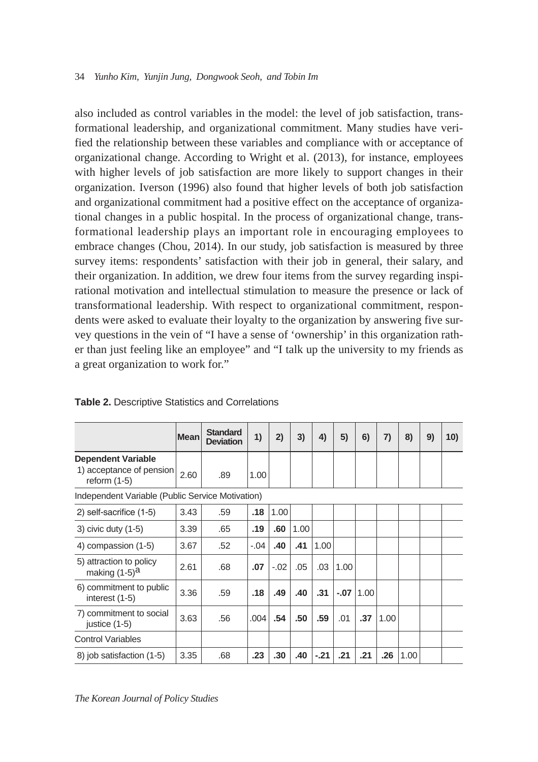also included as control variables in the model: the level of job satisfaction, transformational leadership, and organizational commitment. Many studies have verified the relationship between these variables and compliance with or acceptance of organizational change. According to Wright et al. (2013), for instance, employees with higher levels of job satisfaction are more likely to support changes in their organization. Iverson (1996) also found that higher levels of both job satisfaction and organizational commitment had a positive effect on the acceptance of organizational changes in a public hospital. In the process of organizational change, transformational leadership plays an important role in encouraging employees to embrace changes (Chou, 2014). In our study, job satisfaction is measured by three survey items: respondents' satisfaction with their job in general, their salary, and their organization. In addition, we drew four items from the survey regarding inspirational motivation and intellectual stimulation to measure the presence or lack of transformational leadership. With respect to organizational commitment, respondents were asked to evaluate their loyalty to the organization by answering five survey questions in the vein of "I have a sense of 'ownership' in this organization rather than just feeling like an employee" and "I talk up the university to my friends as a great organization to work for."

**Table 2.** Descriptive Statistics and Correlations

| | Mean | Standard Deviation | 1) | 2) | 3) | 4) | 5) | 6) | 7) | 8) | 9) | 10) |
|---|---|---|---|---|---|---|---|---|---|---|---|---|
| **Dependent Variable** 1) acceptance of pension reform (1-5) | 2.60 | .89 | 1.00 | | | | | | | | | |
| Independent Variable (Public Service Motivation) | | | | | | | | | | | | |
| 2) self-sacrifice (1-5) | 3.43 | .59 | **.18** | 1.00 | | | | | | | | |
| 3) civic duty (1-5) | 3.39 | .65 | **.19** | **.60** | 1.00 | | | | | | | |
| 4) compassion (1-5) | 3.67 | .52 | -.04 | **.40** | **.41** | 1.00 | | | | | | |
| 5) attraction to policy making (1-5)[a] | 2.61 | .68 | **.07** | -.02 | .05 | .03 | 1.00 | | | | | |
| 6) commitment to public interest (1-5) | 3.36 | .59 | **.18** | **.49** | **.40** | **.31** | **-.07** | 1.00 | | | | |
| 7) commitment to social justice (1-5) | 3.63 | .56 | .004 | **.54** | **.50** | **.59** | .01 | **.37** | 1.00 | | | |
| Control Variables | | | | | | | | | | | | |
| 8) job satisfaction (1-5) | 3.35 | .68 | **.23** | **.30** | **.40** | **-.21** | **.21** | **.21** | **.26** | 1.00 | | |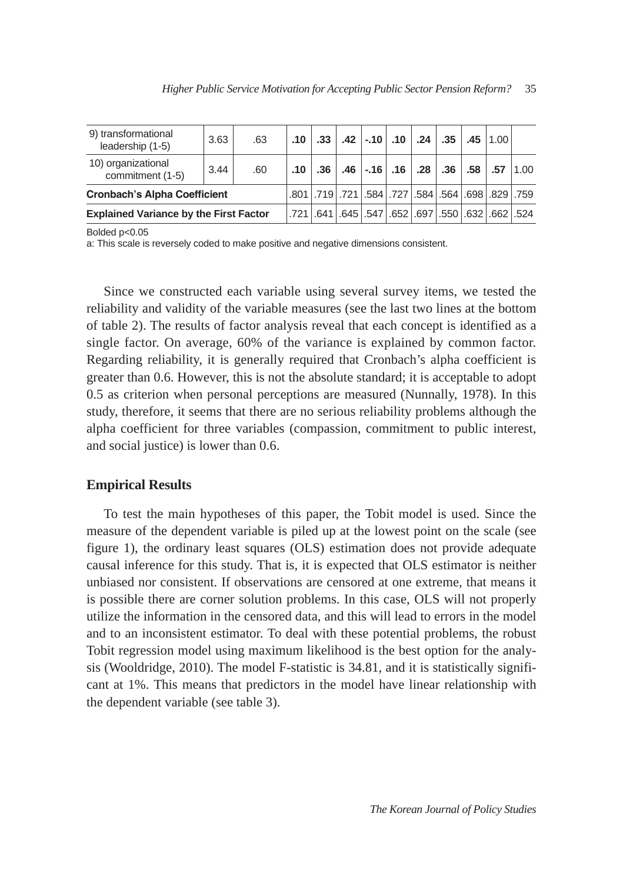| | | | | | | | | | | | | | |
|---|---|---|---|---|---|---|---|---|---|---|---|---|---|
| 9) transformational leadership (1-5) | 3.63 | .63 | **.10** | **.33** | **.42** | **-.10** | **.10** | **.24** | **.35** | **.45** | 1.00 | |
| 10) organizational commitment (1-5) | 3.44 | .60 | **.10** | **.36** | **.46** | **-.16** | **.16** | **.28** | **.36** | **.58** | **.57** | 1.00 |
| **Cronbach's Alpha Coefficient** | | | .801 | .719 | .721 | .584 | .727 | .584 | .564 | .698 | .829 | .759 |
| **Explained Variance by the First Factor** | | | .721 | .641 | .645 | .547 | .652 | .697 | .550 | .632 | .662 | .524 |

Bolded p<0.05

a: This scale is reversely coded to make positive and negative dimensions consistent.

Since we constructed each variable using several survey items, we tested the reliability and validity of the variable measures (see the last two lines at the bottom of table 2). The results of factor analysis reveal that each concept is identified as a single factor. On average, 60% of the variance is explained by common factor. Regarding reliability, it is generally required that Cronbach's alpha coefficient is greater than 0.6. However, this is not the absolute standard; it is acceptable to adopt 0.5 as criterion when personal perceptions are measured (Nunnally, 1978). In this study, therefore, it seems that there are no serious reliability problems although the alpha coefficient for three variables (compassion, commitment to public interest, and social justice) is lower than 0.6.

## Empirical Results

To test the main hypotheses of this paper, the Tobit model is used. Since the measure of the dependent variable is piled up at the lowest point on the scale (see figure 1), the ordinary least squares (OLS) estimation does not provide adequate causal inference for this study. That is, it is expected that OLS estimator is neither unbiased nor consistent. If observations are censored at one extreme, that means it is possible there are corner solution problems. In this case, OLS will not properly utilize the information in the censored data, and this will lead to errors in the model and to an inconsistent estimator. To deal with these potential problems, the robust Tobit regression model using maximum likelihood is the best option for the analysis (Wooldridge, 2010). The model F-statistic is 34.81, and it is statistically significant at 1%. This means that predictors in the model have linear relationship with the dependent variable (see table 3).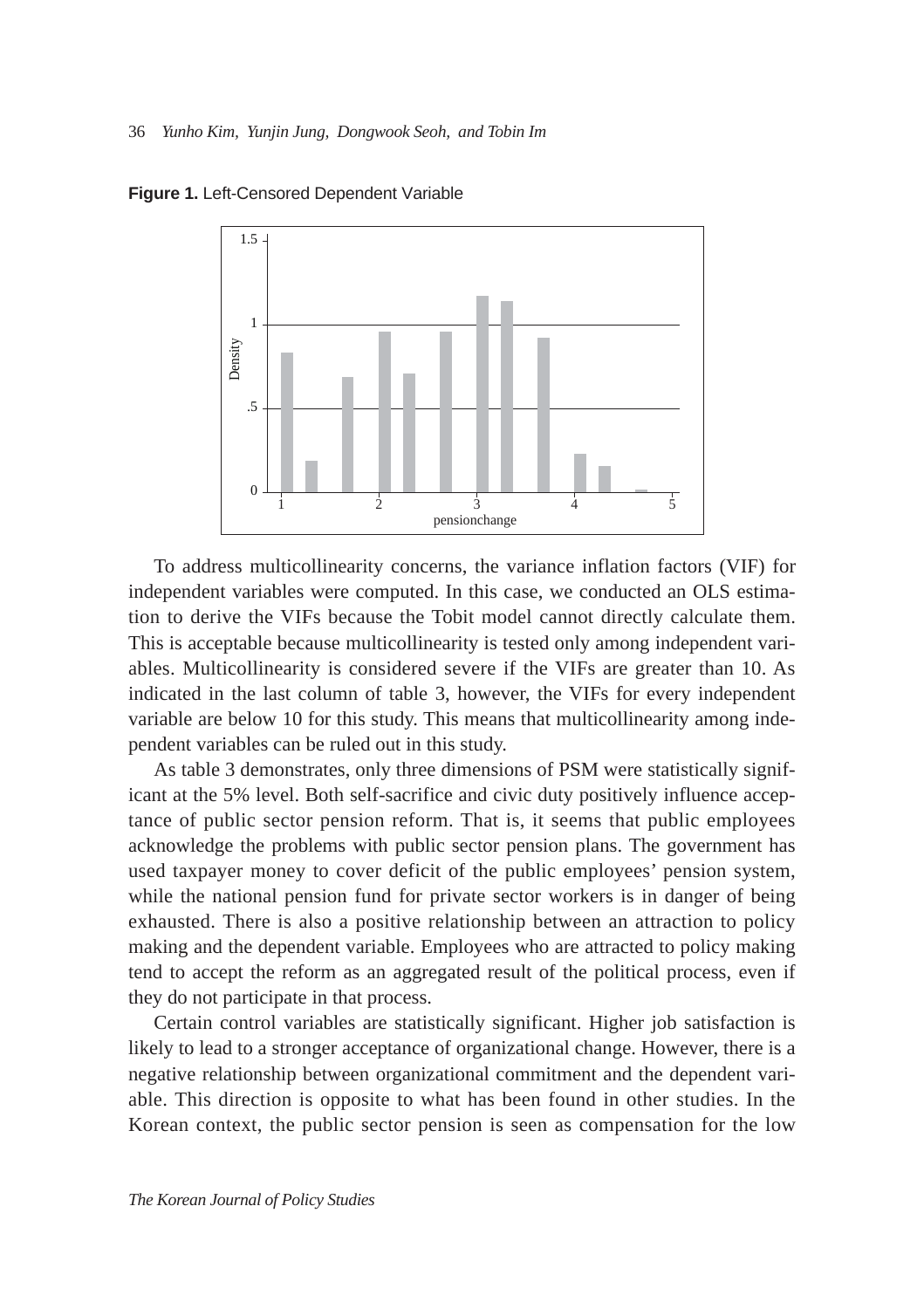**Figure 1.** Left-Censored Dependent Variable

To address multicollinearity concerns, the variance inflation factors (VIF) for independent variables were computed. In this case, we conducted an OLS estimation to derive the VIFs because the Tobit model cannot directly calculate them. This is acceptable because multicollinearity is tested only among independent variables. Multicollinearity is considered severe if the VIFs are greater than 10. As indicated in the last column of table 3, however, the VIFs for every independent variable are below 10 for this study. This means that multicollinearity among independent variables can be ruled out in this study.

As table 3 demonstrates, only three dimensions of PSM were statistically significant at the 5% level. Both self-sacrifice and civic duty positively influence acceptance of public sector pension reform. That is, it seems that public employees acknowledge the problems with public sector pension plans. The government has used taxpayer money to cover deficit of the public employees' pension system, while the national pension fund for private sector workers is in danger of being exhausted. There is also a positive relationship between an attraction to policy making and the dependent variable. Employees who are attracted to policy making tend to accept the reform as an aggregated result of the political process, even if they do not participate in that process.

Certain control variables are statistically significant. Higher job satisfaction is likely to lead to a stronger acceptance of organizational change. However, there is a negative relationship between organizational commitment and the dependent variable. This direction is opposite to what has been found in other studies. In the Korean context, the public sector pension is seen as compensation for the low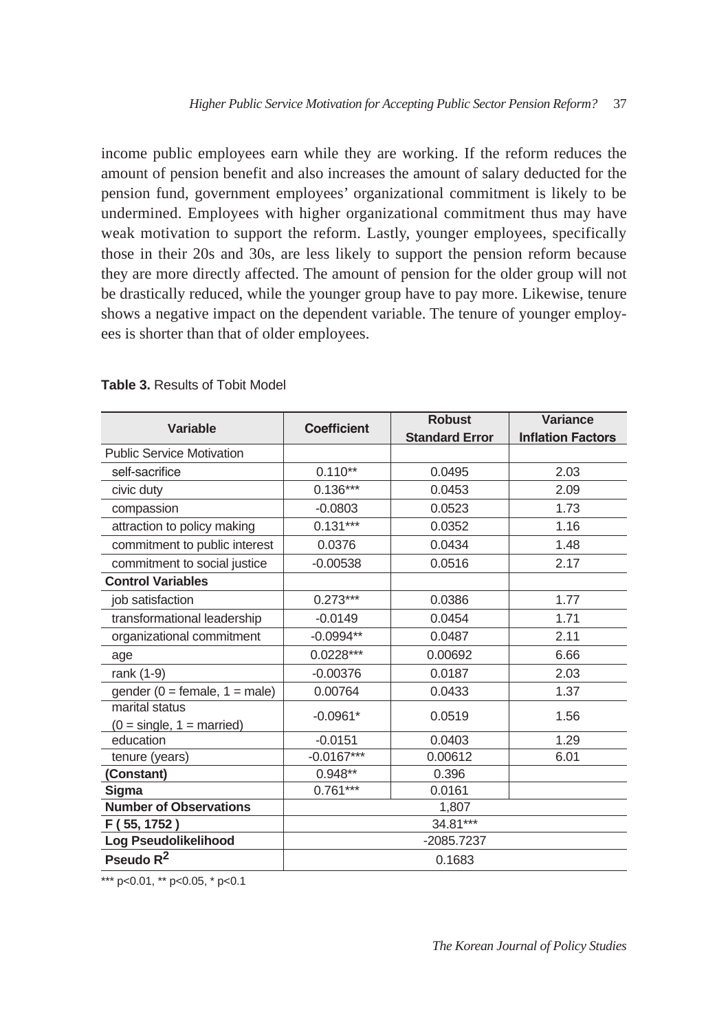income public employees earn while they are working. If the reform reduces the amount of pension benefit and also increases the amount of salary deducted for the pension fund, government employees' organizational commitment is likely to be undermined. Employees with higher organizational commitment thus may have weak motivation to support the reform. Lastly, younger employees, specifically those in their 20s and 30s, are less likely to support the pension reform because they are more directly affected. The amount of pension for the older group will not be drastically reduced, while the younger group have to pay more. Likewise, tenure shows a negative impact on the dependent variable. The tenure of younger employees is shorter than that of older employees.

**Table 3.** Results of Tobit Model

| Variable | Coefficient | Robust Standard Error | Variance Inflation Factors |
|---|---|---|---|
| Public Service Motivation | | | |
| self-sacrifice | 0.110** | 0.0495 | 2.03 |
| civic duty | 0.136*** | 0.0453 | 2.09 |
| compassion | -0.0803 | 0.0523 | 1.73 |
| attraction to policy making | 0.131*** | 0.0352 | 1.16 |
| commitment to public interest | 0.0376 | 0.0434 | 1.48 |
| commitment to social justice | -0.00538 | 0.0516 | 2.17 |
| **Control Variables** | | | |
| job satisfaction | 0.273*** | 0.0386 | 1.77 |
| transformational leadership | -0.0149 | 0.0454 | 1.71 |
| organizational commitment | -0.0994** | 0.0487 | 2.11 |
| age | 0.0228*** | 0.00692 | 6.66 |
| rank (1-9) | -0.00376 | 0.0187 | 2.03 |
| gender (0 = female, 1 = male) | 0.00764 | 0.0433 | 1.37 |
| marital status (0 = single, 1 = married) | -0.0961* | 0.0519 | 1.56 |
| education | -0.0151 | 0.0403 | 1.29 |
| tenure (years) | -0.0167*** | 0.00612 | 6.01 |
| **(Constant)** | 0.948** | 0.396 | |
| **Sigma** | 0.761*** | 0.0161 | |
| **Number of Observations** | 1,807 | | |
| **F ( 55, 1752 )** | 34.81*** | | |
| **Log Pseudolikelihood** | -2085.7237 | | |
| **Pseudo $R^2$** | 0.1683 | | |

*** p<0.01, ** p<0.05, * p<0.1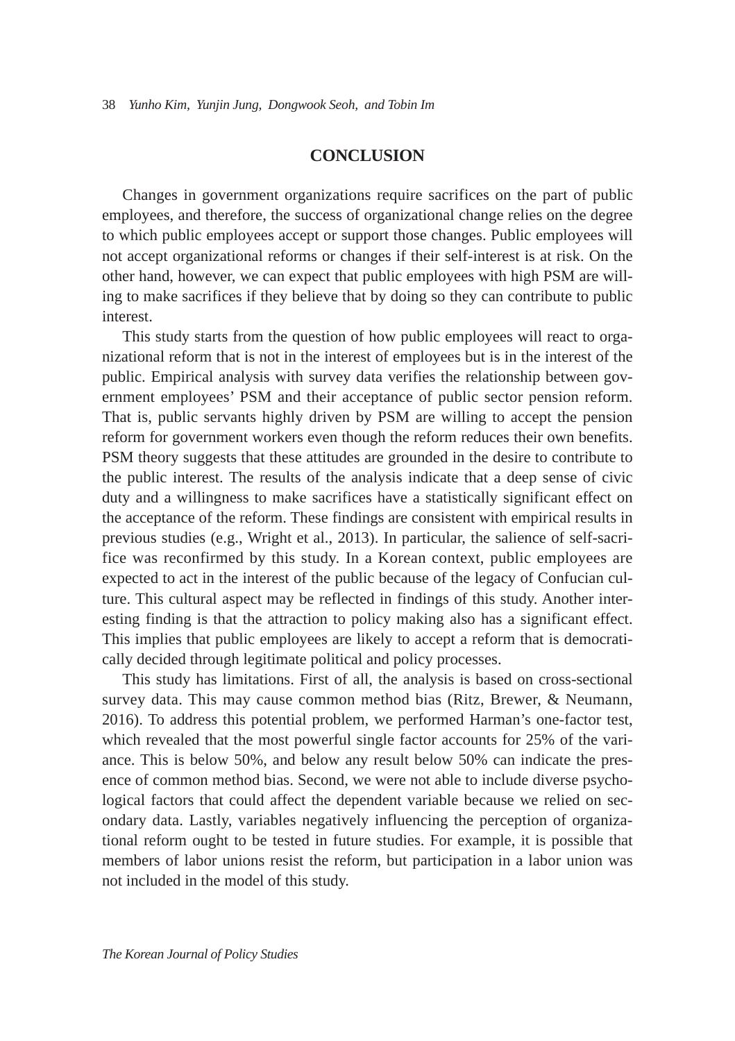## CONCLUSION

Changes in government organizations require sacrifices on the part of public employees, and therefore, the success of organizational change relies on the degree to which public employees accept or support those changes. Public employees will not accept organizational reforms or changes if their self-interest is at risk. On the other hand, however, we can expect that public employees with high PSM are willing to make sacrifices if they believe that by doing so they can contribute to public interest.

This study starts from the question of how public employees will react to organizational reform that is not in the interest of employees but is in the interest of the public. Empirical analysis with survey data verifies the relationship between government employees' PSM and their acceptance of public sector pension reform. That is, public servants highly driven by PSM are willing to accept the pension reform for government workers even though the reform reduces their own benefits. PSM theory suggests that these attitudes are grounded in the desire to contribute to the public interest. The results of the analysis indicate that a deep sense of civic duty and a willingness to make sacrifices have a statistically significant effect on the acceptance of the reform. These findings are consistent with empirical results in previous studies (e.g., Wright et al., 2013). In particular, the salience of self-sacrifice was reconfirmed by this study. In a Korean context, public employees are expected to act in the interest of the public because of the legacy of Confucian culture. This cultural aspect may be reflected in findings of this study. Another interesting finding is that the attraction to policy making also has a significant effect. This implies that public employees are likely to accept a reform that is democratically decided through legitimate political and policy processes.

This study has limitations. First of all, the analysis is based on cross-sectional survey data. This may cause common method bias (Ritz, Brewer, & Neumann, 2016). To address this potential problem, we performed Harman's one-factor test, which revealed that the most powerful single factor accounts for 25% of the variance. This is below 50%, and below any result below 50% can indicate the presence of common method bias. Second, we were not able to include diverse psychological factors that could affect the dependent variable because we relied on secondary data. Lastly, variables negatively influencing the perception of organizational reform ought to be tested in future studies. For example, it is possible that members of labor unions resist the reform, but participation in a labor union was not included in the model of this study.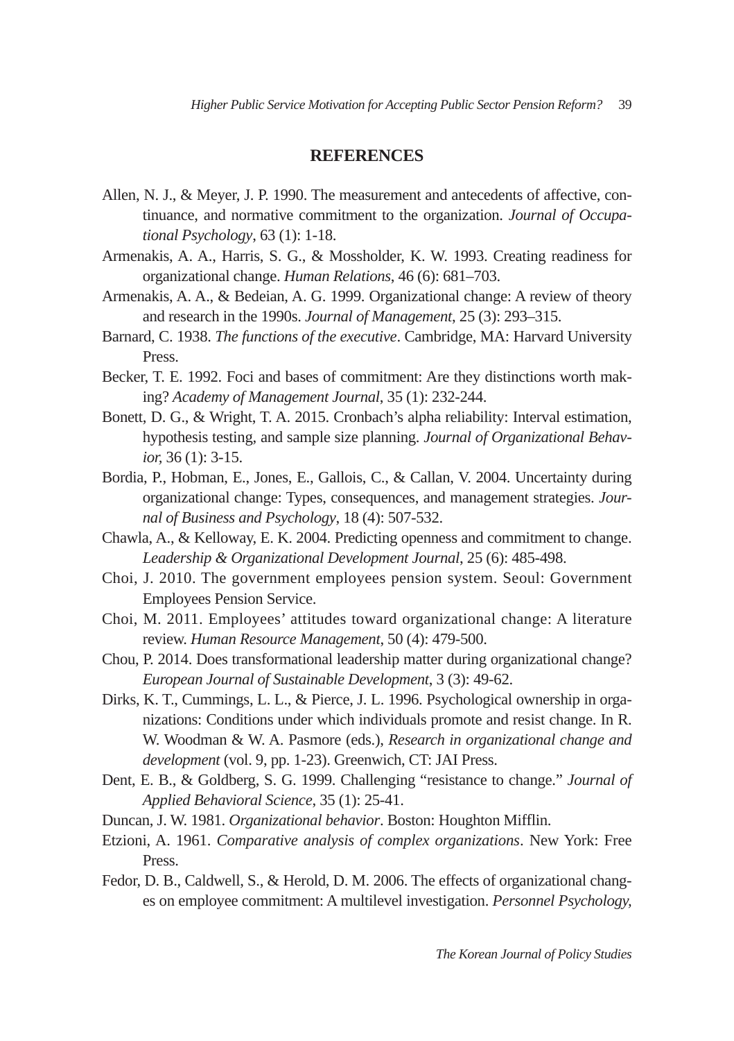## REFERENCES

Allen, N. J., & Meyer, J. P. 1990. The measurement and antecedents of affective, continuance, and normative commitment to the organization. *Journal of Occupational Psychology*, 63 (1): 1-18.

Armenakis, A. A., Harris, S. G., & Mossholder, K. W. 1993. Creating readiness for organizational change. *Human Relations*, 46 (6): 681–703.

Armenakis, A. A., & Bedeian, A. G. 1999. Organizational change: A review of theory and research in the 1990s. *Journal of Management*, 25 (3): 293–315.

Barnard, C. 1938. *The functions of the executive*. Cambridge, MA: Harvard University Press.

Becker, T. E. 1992. Foci and bases of commitment: Are they distinctions worth making? *Academy of Management Journal*, 35 (1): 232-244.

Bonett, D. G., & Wright, T. A. 2015. Cronbach's alpha reliability: Interval estimation, hypothesis testing, and sample size planning. *Journal of Organizational Behavior,* 36 (1): 3-15.

Bordia, P., Hobman, E., Jones, E., Gallois, C., & Callan, V. 2004. Uncertainty during organizational change: Types, consequences, and management strategies. *Journal of Business and Psychology*, 18 (4): 507-532.

Chawla, A., & Kelloway, E. K. 2004. Predicting openness and commitment to change. *Leadership & Organizational Development Journal*, 25 (6): 485-498.

Choi, J. 2010. The government employees pension system. Seoul: Government Employees Pension Service.

Choi, M. 2011. Employees' attitudes toward organizational change: A literature review. *Human Resource Management*, 50 (4): 479-500.

Chou, P. 2014. Does transformational leadership matter during organizational change? *European Journal of Sustainable Development*, 3 (3): 49-62.

Dirks, K. T., Cummings, L. L., & Pierce, J. L. 1996. Psychological ownership in organizations: Conditions under which individuals promote and resist change. In R. W. Woodman & W. A. Pasmore (eds.), *Research in organizational change and development* (vol. 9, pp. 1-23). Greenwich, CT: JAI Press.

Dent, E. B., & Goldberg, S. G. 1999. Challenging "resistance to change." *Journal of Applied Behavioral Science*, 35 (1): 25-41.

Duncan, J. W. 1981. *Organizational behavior*. Boston: Houghton Mifflin.

Etzioni, A. 1961. *Comparative analysis of complex organizations*. New York: Free Press.

Fedor, D. B., Caldwell, S., & Herold, D. M. 2006. The effects of organizational changes on employee commitment: A multilevel investigation. *Personnel Psychology*,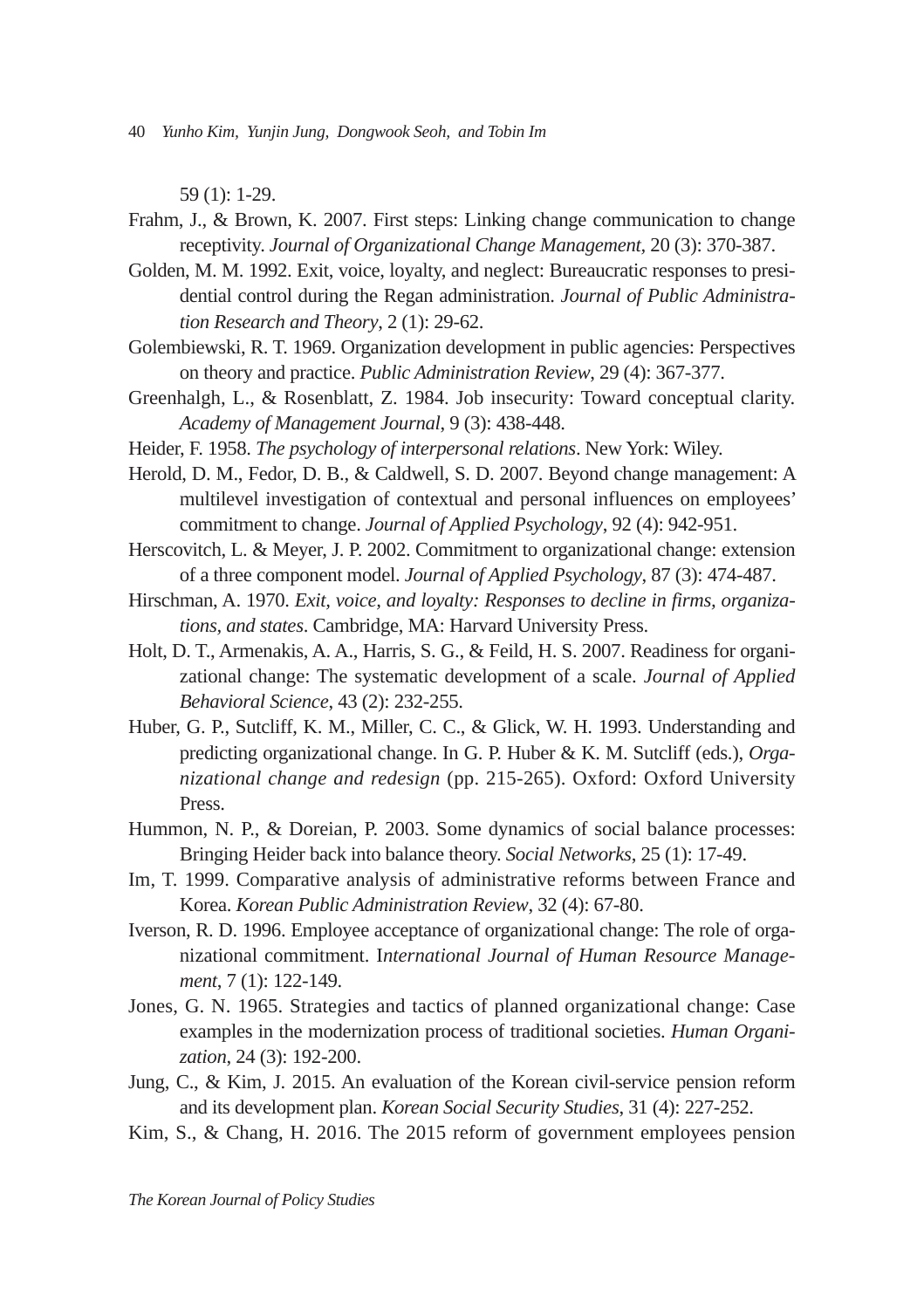59 (1): 1-29.

Frahm, J., & Brown, K. 2007. First steps: Linking change communication to change receptivity. *Journal of Organizational Change Management*, 20 (3): 370-387.

Golden, M. M. 1992. Exit, voice, loyalty, and neglect: Bureaucratic responses to presidential control during the Regan administration. *Journal of Public Administration Research and Theory*, 2 (1): 29-62.

Golembiewski, R. T. 1969. Organization development in public agencies: Perspectives on theory and practice. *Public Administration Review*, 29 (4): 367-377.

Greenhalgh, L., & Rosenblatt, Z. 1984. Job insecurity: Toward conceptual clarity. *Academy of Management Journal*, 9 (3): 438-448.

Heider, F. 1958. *The psychology of interpersonal relations*. New York: Wiley.

Herold, D. M., Fedor, D. B., & Caldwell, S. D. 2007. Beyond change management: A multilevel investigation of contextual and personal influences on employees' commitment to change. *Journal of Applied Psychology*, 92 (4): 942-951.

Herscovitch, L. & Meyer, J. P. 2002. Commitment to organizational change: extension of a three component model. *Journal of Applied Psychology*, 87 (3): 474-487.

Hirschman, A. 1970. *Exit, voice, and loyalty: Responses to decline in firms, organizations, and states*. Cambridge, MA: Harvard University Press.

Holt, D. T., Armenakis, A. A., Harris, S. G., & Feild, H. S. 2007. Readiness for organizational change: The systematic development of a scale. *Journal of Applied Behavioral Science*, 43 (2): 232-255.

Huber, G. P., Sutcliff, K. M., Miller, C. C., & Glick, W. H. 1993. Understanding and predicting organizational change. In G. P. Huber & K. M. Sutcliff (eds.), *Organizational change and redesign* (pp. 215-265). Oxford: Oxford University Press.

Hummon, N. P., & Doreian, P. 2003. Some dynamics of social balance processes: Bringing Heider back into balance theory. *Social Networks*, 25 (1): 17-49.

Im, T. 1999. Comparative analysis of administrative reforms between France and Korea. *Korean Public Administration Review*, 32 (4): 67-80.

Iverson, R. D. 1996. Employee acceptance of organizational change: The role of organizational commitment. I*nternational Journal of Human Resource Management*, 7 (1): 122-149.

Jones, G. N. 1965. Strategies and tactics of planned organizational change: Case examples in the modernization process of traditional societies. *Human Organization*, 24 (3): 192-200.

Jung, C., & Kim, J. 2015. An evaluation of the Korean civil-service pension reform and its development plan. *Korean Social Security Studies*, 31 (4): 227-252.

Kim, S., & Chang, H. 2016. The 2015 reform of government employees pension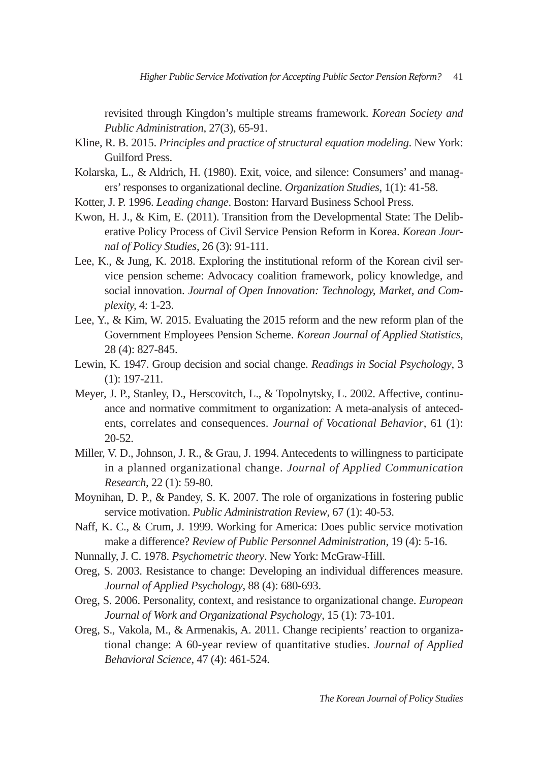revisited through Kingdon's multiple streams framework. *Korean Society and Public Administration*, 27(3), 65-91.

Kline, R. B. 2015. *Principles and practice of structural equation modeling*. New York: Guilford Press.

Kolarska, L., & Aldrich, H. (1980). Exit, voice, and silence: Consumers' and managers' responses to organizational decline. *Organization Studies*, 1(1): 41-58.

Kotter, J. P. 1996. *Leading change*. Boston: Harvard Business School Press.

Kwon, H. J., & Kim, E. (2011). Transition from the Developmental State: The Deliberative Policy Process of Civil Service Pension Reform in Korea. *Korean Journal of Policy Studies*, 26 (3): 91-111.

Lee, K., & Jung, K. 2018. Exploring the institutional reform of the Korean civil service pension scheme: Advocacy coalition framework, policy knowledge, and social innovation. *Journal of Open Innovation: Technology, Market, and Complexity*, 4: 1-23.

Lee, Y., & Kim, W. 2015. Evaluating the 2015 reform and the new reform plan of the Government Employees Pension Scheme. *Korean Journal of Applied Statistics*, 28 (4): 827-845.

Lewin, K. 1947. Group decision and social change. *Readings in Social Psychology*, 3 (1): 197-211.

Meyer, J. P., Stanley, D., Herscovitch, L., & Topolnytsky, L. 2002. Affective, continuance and normative commitment to organization: A meta-analysis of antecedents, correlates and consequences. *Journal of Vocational Behavior*, 61 (1): 20-52.

Miller, V. D., Johnson, J. R., & Grau, J. 1994. Antecedents to willingness to participate in a planned organizational change. *Journal of Applied Communication Research*, 22 (1): 59-80.

Moynihan, D. P., & Pandey, S. K. 2007. The role of organizations in fostering public service motivation. *Public Administration Review*, 67 (1): 40-53.

Naff, K. C., & Crum, J. 1999. Working for America: Does public service motivation make a difference? *Review of Public Personnel Administration*, 19 (4): 5-16.

Nunnally, J. C. 1978. *Psychometric theory*. New York: McGraw-Hill.

Oreg, S. 2003. Resistance to change: Developing an individual differences measure. *Journal of Applied Psychology*, 88 (4): 680-693.

Oreg, S. 2006. Personality, context, and resistance to organizational change. *European Journal of Work and Organizational Psychology*, 15 (1): 73-101.

Oreg, S., Vakola, M., & Armenakis, A. 2011. Change recipients' reaction to organizational change: A 60-year review of quantitative studies. *Journal of Applied Behavioral Science*, 47 (4): 461-524.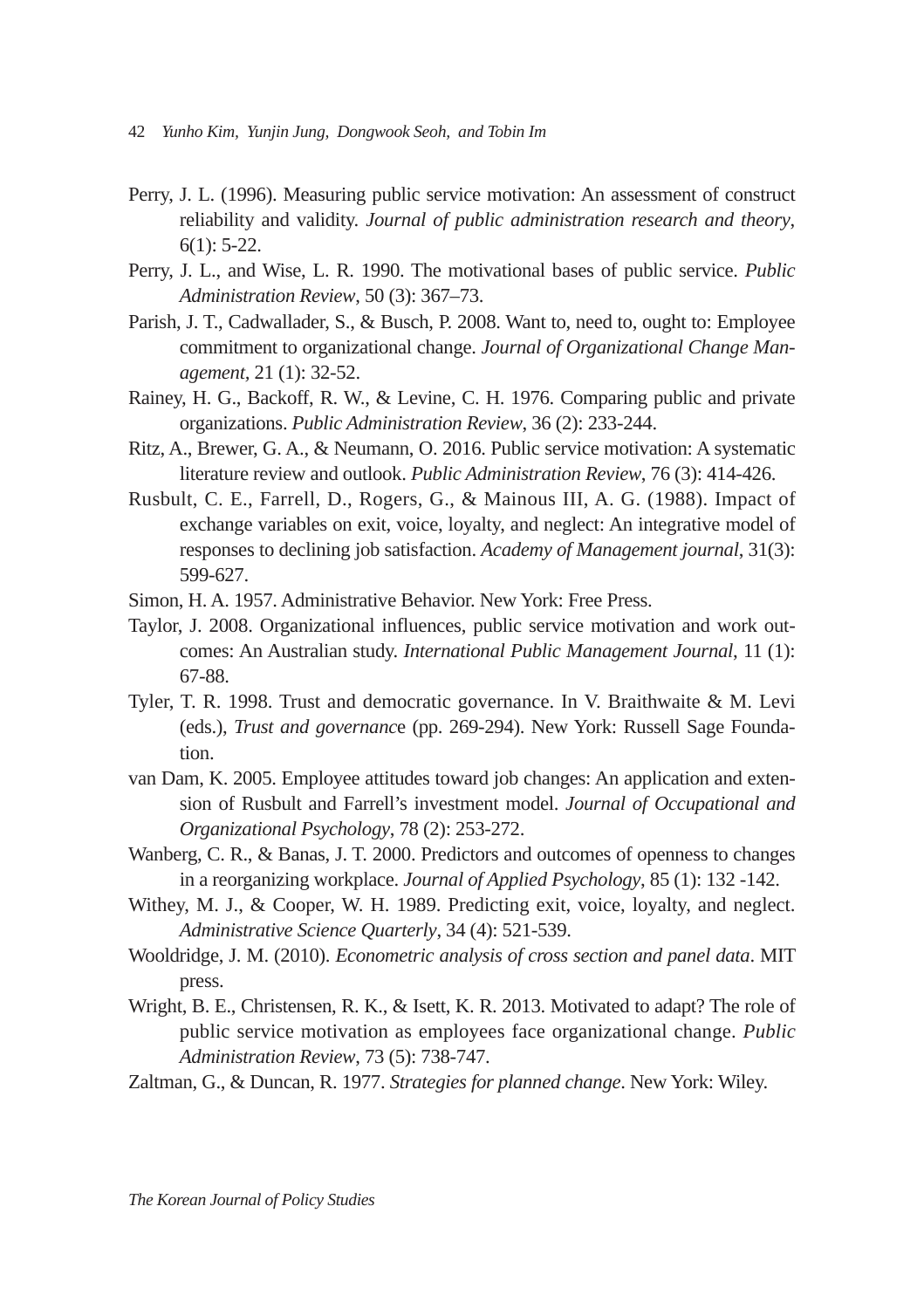Perry, J. L. (1996). Measuring public service motivation: An assessment of construct reliability and validity. *Journal of public administration research and theory*, 6(1): 5-22.

Perry, J. L., and Wise, L. R. 1990. The motivational bases of public service. *Public Administration Review*, 50 (3): 367–73.

Parish, J. T., Cadwallader, S., & Busch, P. 2008. Want to, need to, ought to: Employee commitment to organizational change. *Journal of Organizational Change Management*, 21 (1): 32-52.

Rainey, H. G., Backoff, R. W., & Levine, C. H. 1976. Comparing public and private organizations. *Public Administration Review*, 36 (2): 233-244.

Ritz, A., Brewer, G. A., & Neumann, O. 2016. Public service motivation: A systematic literature review and outlook. *Public Administration Review*, 76 (3): 414-426.

Rusbult, C. E., Farrell, D., Rogers, G., & Mainous III, A. G. (1988). Impact of exchange variables on exit, voice, loyalty, and neglect: An integrative model of responses to declining job satisfaction. *Academy of Management journal*, 31(3): 599-627.

Simon, H. A. 1957. Administrative Behavior. New York: Free Press.

Taylor, J. 2008. Organizational influences, public service motivation and work outcomes: An Australian study. *International Public Management Journal*, 11 (1): 67-88.

Tyler, T. R. 1998. Trust and democratic governance. In V. Braithwaite & M. Levi (eds.), *Trust and governance* (pp. 269-294). New York: Russell Sage Foundation.

van Dam, K. 2005. Employee attitudes toward job changes: An application and extension of Rusbult and Farrell's investment model. *Journal of Occupational and Organizational Psychology*, 78 (2): 253-272.

Wanberg, C. R., & Banas, J. T. 2000. Predictors and outcomes of openness to changes in a reorganizing workplace. *Journal of Applied Psychology*, 85 (1): 132 -142.

Withey, M. J., & Cooper, W. H. 1989. Predicting exit, voice, loyalty, and neglect. *Administrative Science Quarterly*, 34 (4): 521-539.

Wooldridge, J. M. (2010). *Econometric analysis of cross section and panel data*. MIT press.

Wright, B. E., Christensen, R. K., & Isett, K. R. 2013. Motivated to adapt? The role of public service motivation as employees face organizational change. *Public Administration Review*, 73 (5): 738-747.

Zaltman, G., & Duncan, R. 1977. *Strategies for planned change*. New York: Wiley.